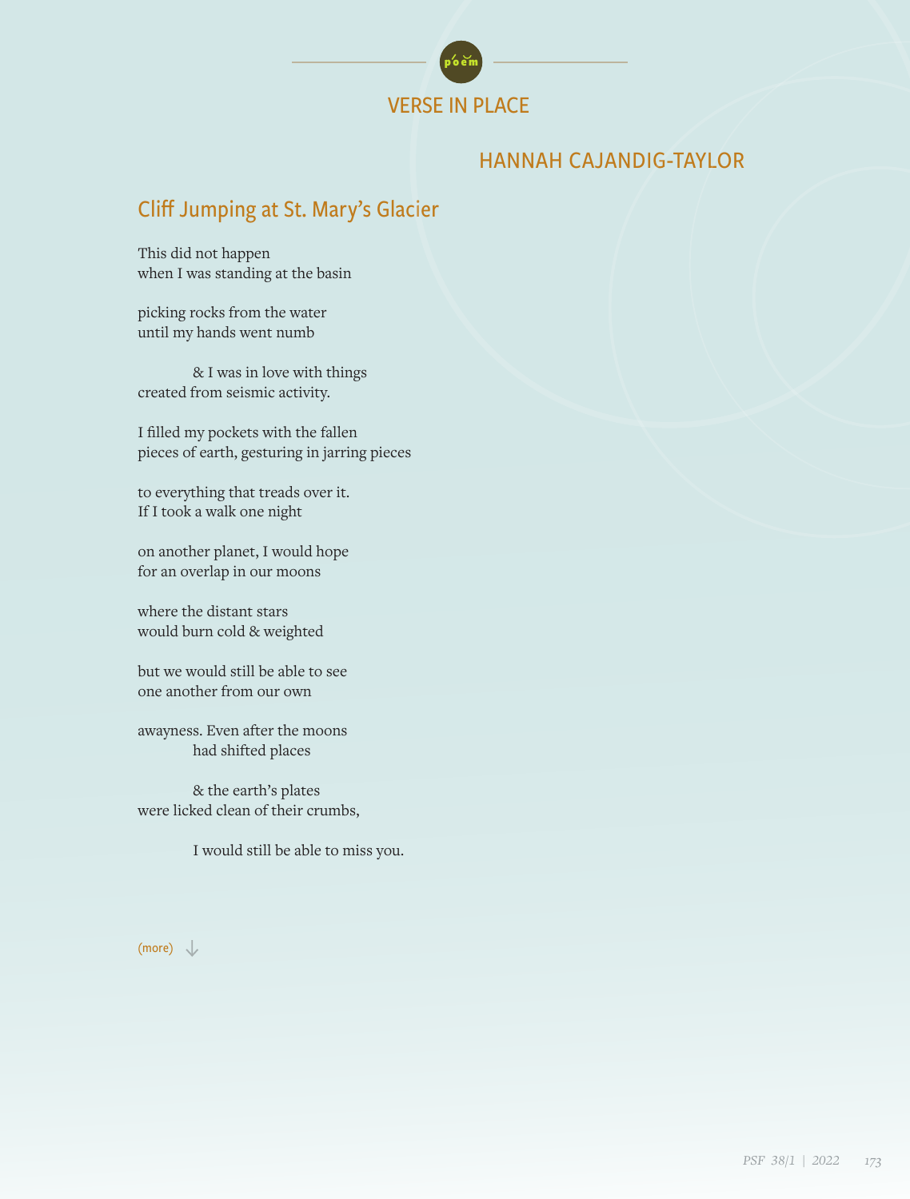VERSE IN PLACE

## HANNAH CAJANDIG-TAYLOR

### Cliff Jumping at St. Mary's Glacier

This did not happen  
when I was standing at the basin

picking rocks from the water  
until my hands went numb

&emsp;&emsp;&emsp;& I was in love with things  
created from seismic activity.

I filled my pockets with the fallen  
pieces of earth, gesturing in jarring pieces

to everything that treads over it.  
If I took a walk one night

on another planet, I would hope  
for an overlap in our moons

where the distant stars  
would burn cold & weighted

but we would still be able to see  
one another from our own

awayness. Even after the moons  
&emsp;&emsp;&emsp;had shifted places

&emsp;&emsp;&emsp;& the earth's plates  
were licked clean of their crumbs,

&emsp;&emsp;&emsp;I would still be able to miss you.

(more)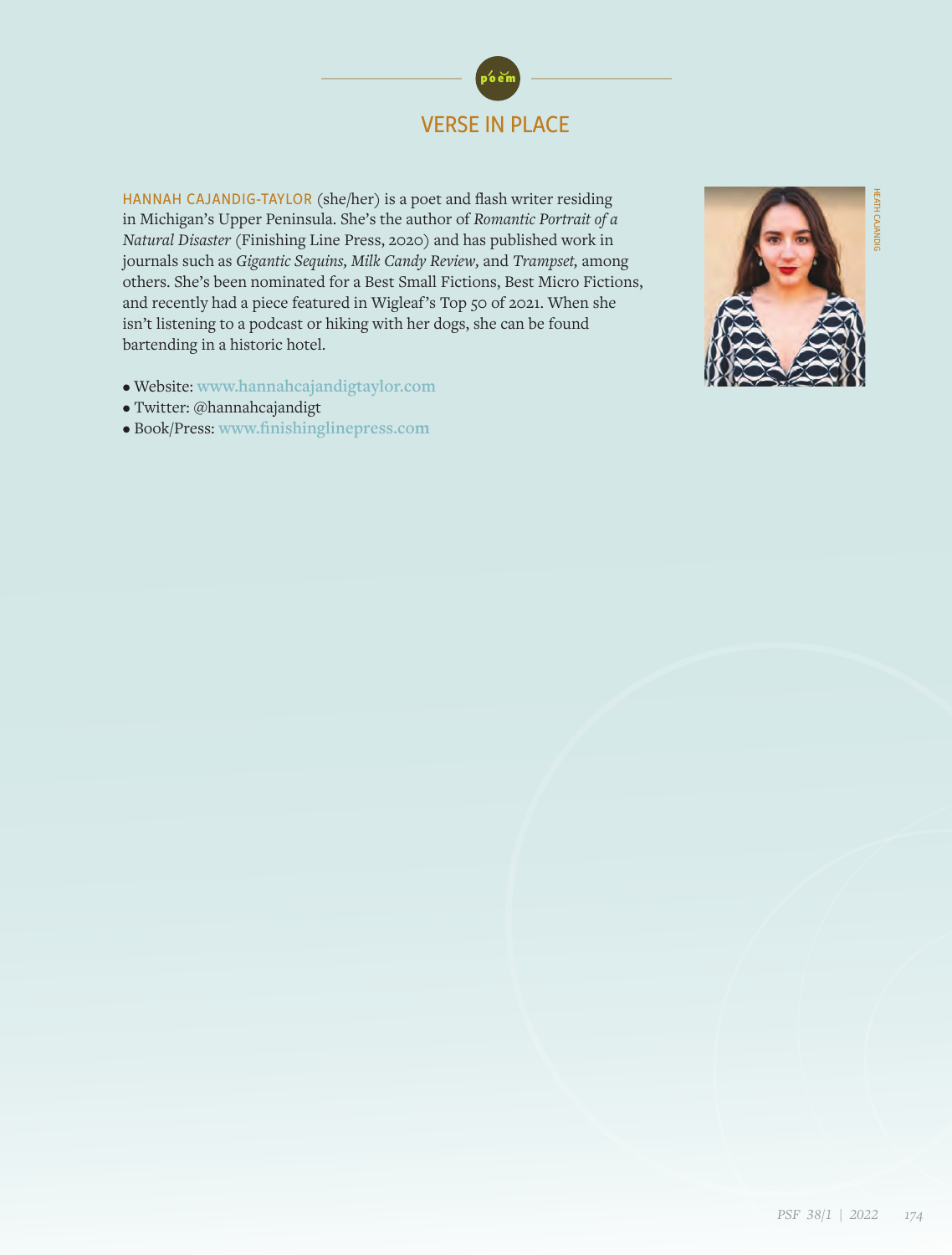## VERSE IN PLACE

HANNAH CAJANDIG-TAYLOR (she/her) is a poet and flash writer residing in Michigan's Upper Peninsula. She's the author of *Romantic Portrait of a Natural Disaster* (Finishing Line Press, 2020) and has published work in journals such as *Gigantic Sequins, Milk Candy Review,* and *Trampset,* among others. She's been nominated for a Best Small Fictions, Best Micro Fictions, and recently had a piece featured in Wigleaf's Top 50 of 2021. When she isn't listening to a podcast or hiking with her dogs, she can be found bartending in a historic hotel.

- Website: www.hannahcajandigtaylor.com
- Twitter: @hannahcajandigt
- Book/Press: www.finishinglinepress.com

HEATH CAJANDIG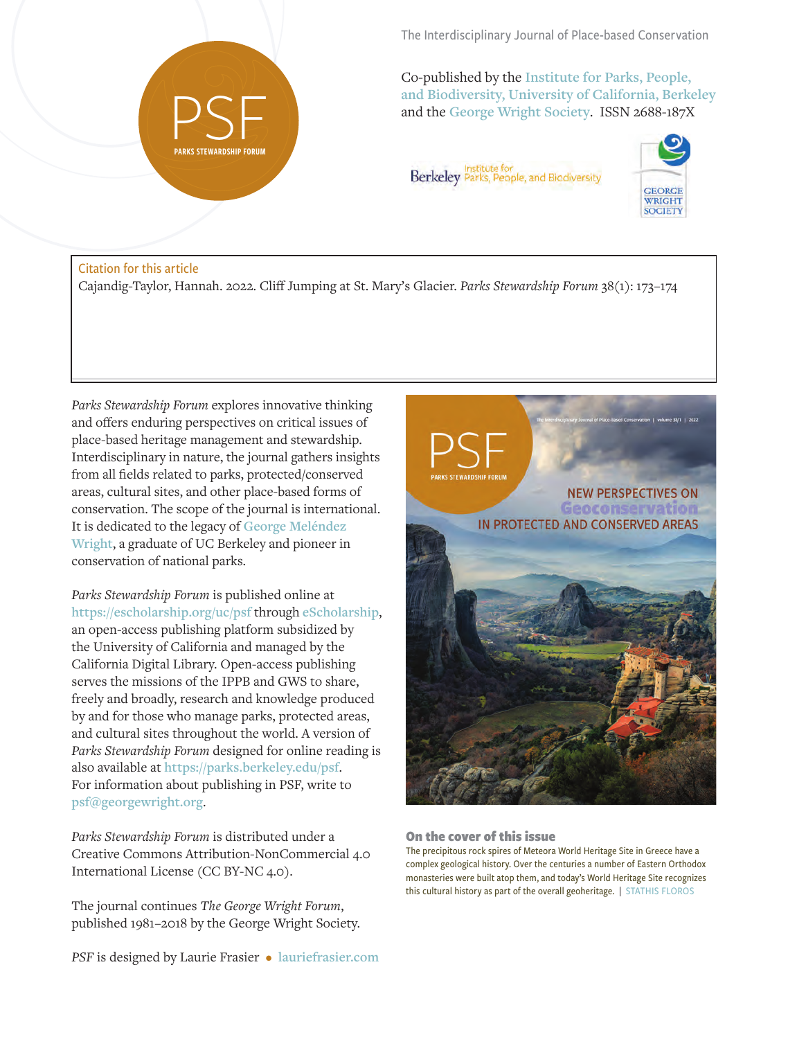The Interdisciplinary Journal of Place-based Conservation

Co-published by the Institute for Parks, People, and Biodiversity, University of California, Berkeley and the George Wright Society. ISSN 2688-187X

**Citation for this article**

Cajandig-Taylor, Hannah. 2022. Cliff Jumping at St. Mary's Glacier. *Parks Stewardship Forum* 38(1): 173–174

*Parks Stewardship Forum* explores innovative thinking and offers enduring perspectives on critical issues of place-based heritage management and stewardship. Interdisciplinary in nature, the journal gathers insights from all fields related to parks, protected/conserved areas, cultural sites, and other place-based forms of conservation. The scope of the journal is international. It is dedicated to the legacy of George Meléndez Wright, a graduate of UC Berkeley and pioneer in conservation of national parks.

*Parks Stewardship Forum* is published online at https://escholarship.org/uc/psf through eScholarship, an open-access publishing platform subsidized by the University of California and managed by the California Digital Library. Open-access publishing serves the missions of the IPPB and GWS to share, freely and broadly, research and knowledge produced by and for those who manage parks, protected areas, and cultural sites throughout the world. A version of *Parks Stewardship Forum* designed for online reading is also available at https://parks.berkeley.edu/psf. For information about publishing in PSF, write to psf@georgewright.org.

*Parks Stewardship Forum* is distributed under a Creative Commons Attribution-NonCommercial 4.0 International License (CC BY-NC 4.0).

The journal continues *The George Wright Forum*, published 1981–2018 by the George Wright Society.

*PSF* is designed by Laurie Frasier • lauriefrasier.com

**On the cover of this issue**

The precipitous rock spires of Meteora World Heritage Site in Greece have a complex geological history. Over the centuries a number of Eastern Orthodox monasteries were built atop them, and today's World Heritage Site recognizes this cultural history as part of the overall geoheritage. | STATHIS FLOROS